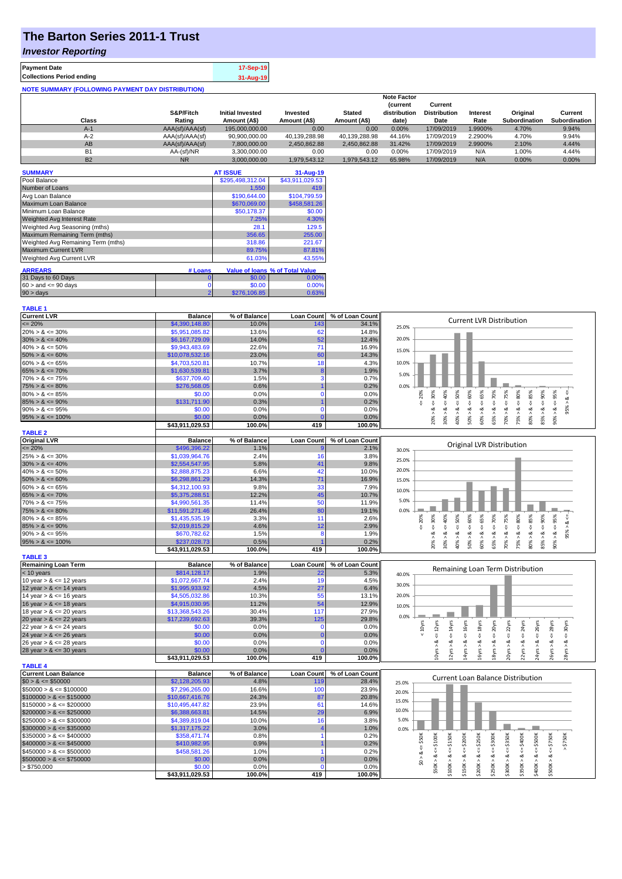# The Barton Series 2011-1 Trust

## *Investor Reporting*

| **Payment Date** | 17-Sep-19 |
|---|---|
| **Collections Period ending** | 31-Aug-19 |

**NOTE SUMMARY (FOLLOWING PAYMENT DAY DISTRIBUTION)**

| Class | S&P/Fitch Rating | Initial Invested Amount (A$) | Invested Amount (A$) | Stated Amount (A$) | Note Factor (current distribution date) | Current Distribution Date | Interest Rate | Original Subordination | Current Subordination |
|---|---|---|---|---|---|---|---|---|---|
| A-1 | AAA(sf)/AAA(sf) | 195,000,000.00 | 0.00 | 0.00 | 0.00% | 17/09/2019 | 1.9900% | 4.70% | 9.94% |
| A-2 | AAA(sf)/AAA(sf) | 90,900,000.00 | 40,139,288.98 | 40,139,288.98 | 44.16% | 17/09/2019 | 2.2900% | 4.70% | 9.94% |
| AB | AAA(sf)/AAA(sf) | 7,800,000.00 | 2,450,862.88 | 2,450,862.88 | 31.42% | 17/09/2019 | 2.9900% | 2.10% | 4.44% |
| B1 | AA-(sf)/NR | 3,300,000.00 | 0.00 | 0.00 | 0.00% | 17/09/2019 | N/A | 1.00% | 4.44% |
| B2 | NR | 3,000,000.00 | 1,979,543.12 | 1,979,543.12 | 65.98% | 17/09/2019 | N/A | 0.00% | 0.00% |

| SUMMARY | AT ISSUE | 31-Aug-19 |
|---|---|---|
| Pool Balance | $295,498,312.04 | $43,911,029.53 |
| Number of Loans | 1,550 | 419 |
| Avg Loan Balance | $190,644.00 | $104,799.59 |
| Maximum Loan Balance | $670,069.00 | $458,581.26 |
| Minimum Loan Balance | $50,178.37 | $0.00 |
| Weighted Avg Interest Rate | 7.25% | 4.30% |
| Weighted Avg Seasoning (mths) | 28.1 | 129.5 |
| Maximum Remaining Term (mths) | 356.65 | 255.00 |
| Weighted Avg Remaining Term (mths) | 318.86 | 221.67 |
| Maximum Current LVR | 89.75% | 87.81% |
| Weighted Avg Current LVR | 61.03% | 43.55% |

| ARREARS | # Loans | Value of loans | % of Total Value |
|---|---|---|---|
| 31 Days to 60 Days | 0 | $0.00 | 0.00% |
| 60 > and <= 90 days | 0 | $0.00 | 0.00% |
| 90 > days | 2 | $276,106.85 | 0.63% |

**TABLE 1**

| Current LVR | Balance | % of Balance | Loan Count | % of Loan Count |
|---|---|---|---|---|
| <= 20% | $4,390,148.80 | 10.0% | 143 | 34.1% |
| 20% > & <= 30% | $5,951,085.82 | 13.6% | 62 | 14.8% |
| 30% > & <= 40% | $6,167,729.09 | 14.0% | 52 | 12.4% |
| 40% > & <= 50% | $9,943,483.69 | 22.6% | 71 | 16.9% |
| 50% > & <= 60% | $10,078,532.16 | 23.0% | 60 | 14.3% |
| 60% > & <= 65% | $4,703,520.81 | 10.7% | 18 | 4.3% |
| 65% > & <= 70% | $1,630,539.81 | 3.7% | 8 | 1.9% |
| 70% > & <= 75% | $637,709.40 | 1.5% | 3 | 0.7% |
| 75% > & <= 80% | $276,568.05 | 0.6% | 1 | 0.2% |
| 80% > & <= 85% | $0.00 | 0.0% | 0 | 0.0% |
| 85% > & <= 90% | $131,711.90 | 0.3% | 1 | 0.2% |
| 90% > & <= 95% | $0.00 | 0.0% | 0 | 0.0% |
| 95% > & <= 100% | $0.00 | 0.0% | 0 | 0.0% |
| | $43,911,029.53 | 100.0% | 419 | 100.0% |

**TABLE 2**

| Original LVR | Balance | % of Balance | Loan Count | % of Loan Count |
|---|---|---|---|---|
| <= 20% | $496,396.22 | 1.1% | 9 | 2.1% |
| 25% > & <= 30% | $1,039,964.76 | 2.4% | 16 | 3.8% |
| 30% > & <= 40% | $2,554,547.95 | 5.8% | 41 | 9.8% |
| 40% > & <= 50% | $2,888,875.23 | 6.6% | 42 | 10.0% |
| 50% > & <= 60% | $6,298,861.29 | 14.3% | 71 | 16.9% |
| 60% > & <= 65% | $4,312,100.93 | 9.8% | 33 | 7.9% |
| 65% > & <= 70% | $5,375,288.51 | 12.2% | 45 | 10.7% |
| 70% > & <= 75% | $4,990,561.35 | 11.4% | 50 | 11.9% |
| 75% > & <= 80% | $11,591,271.46 | 26.4% | 80 | 19.1% |
| 80% > & <= 85% | $1,435,535.19 | 3.3% | 11 | 2.6% |
| 85% > & <= 90% | $2,019,815.29 | 4.6% | 12 | 2.9% |
| 90% > & <= 95% | $670,782.62 | 1.5% | 8 | 1.9% |
| 95% > & <= 100% | $237,028.73 | 0.5% | 1 | 0.2% |
| | $43,911,029.53 | 100.0% | 419 | 100.0% |

**TABLE 3**

| Remaining Loan Term | Balance | % of Balance | Loan Count | % of Loan Count |
|---|---|---|---|---|
| < 10 years | $814,128.17 | 1.9% | 22 | 5.3% |
| 10 year > & <= 12 years | $1,072,667.74 | 2.4% | 19 | 4.5% |
| 12 year > & <= 14 years | $1,995,933.92 | 4.5% | 27 | 6.4% |
| 14 year > & <= 16 years | $4,505,032.86 | 10.3% | 55 | 13.1% |
| 16 year > & <= 18 years | $4,915,030.95 | 11.2% | 54 | 12.9% |
| 18 year > & <= 20 years | $13,368,543.26 | 30.4% | 117 | 27.9% |
| 20 year > & <= 22 years | $17,239,692.63 | 39.3% | 125 | 29.8% |
| 22 year > & <= 24 years | $0.00 | 0.0% | 0 | 0.0% |
| 24 year > & <= 26 years | $0.00 | 0.0% | 0 | 0.0% |
| 26 year > & <= 28 years | $0.00 | 0.0% | 0 | 0.0% |
| 28 year > & <= 30 years | $0.00 | 0.0% | 0 | 0.0% |
| | $43,911,029.53 | 100.0% | 419 | 100.0% |

**TABLE 4**

| Current Loan Balance | Balance | % of Balance | Loan Count | % of Loan Count |
|---|---|---|---|---|
| $0 > & <= $50000 | $2,128,205.93 | 4.8% | 119 | 28.4% |
| $50000 > & <= $100000 | $7,296,265.00 | 16.6% | 100 | 23.9% |
| $100000 > & <= $150000 | $10,667,416.76 | 24.3% | 87 | 20.8% |
| $150000 > & <= $200000 | $10,495,447.82 | 23.9% | 61 | 14.6% |
| $200000 > & <= $250000 | $6,388,663.81 | 14.5% | 29 | 6.9% |
| $250000 > & <= $300000 | $4,389,819.04 | 10.0% | 16 | 3.8% |
| $300000 > & <= $350000 | $1,317,175.22 | 3.0% | 4 | 1.0% |
| $350000 > & <= $400000 | $358,471.74 | 0.8% | 1 | 0.2% |
| $400000 > & <= $450000 | $410,982.95 | 0.9% | 1 | 0.2% |
| $450000 > & <= $500000 | $458,581.26 | 1.0% | 1 | 0.2% |
| $500000 > & <= $750000 | $0.00 | 0.0% | 0 | 0.0% |
| > $750,000 | $0.00 | 0.0% | 0 | 0.0% |
| | $43,911,029.53 | 100.0% | 419 | 100.0% |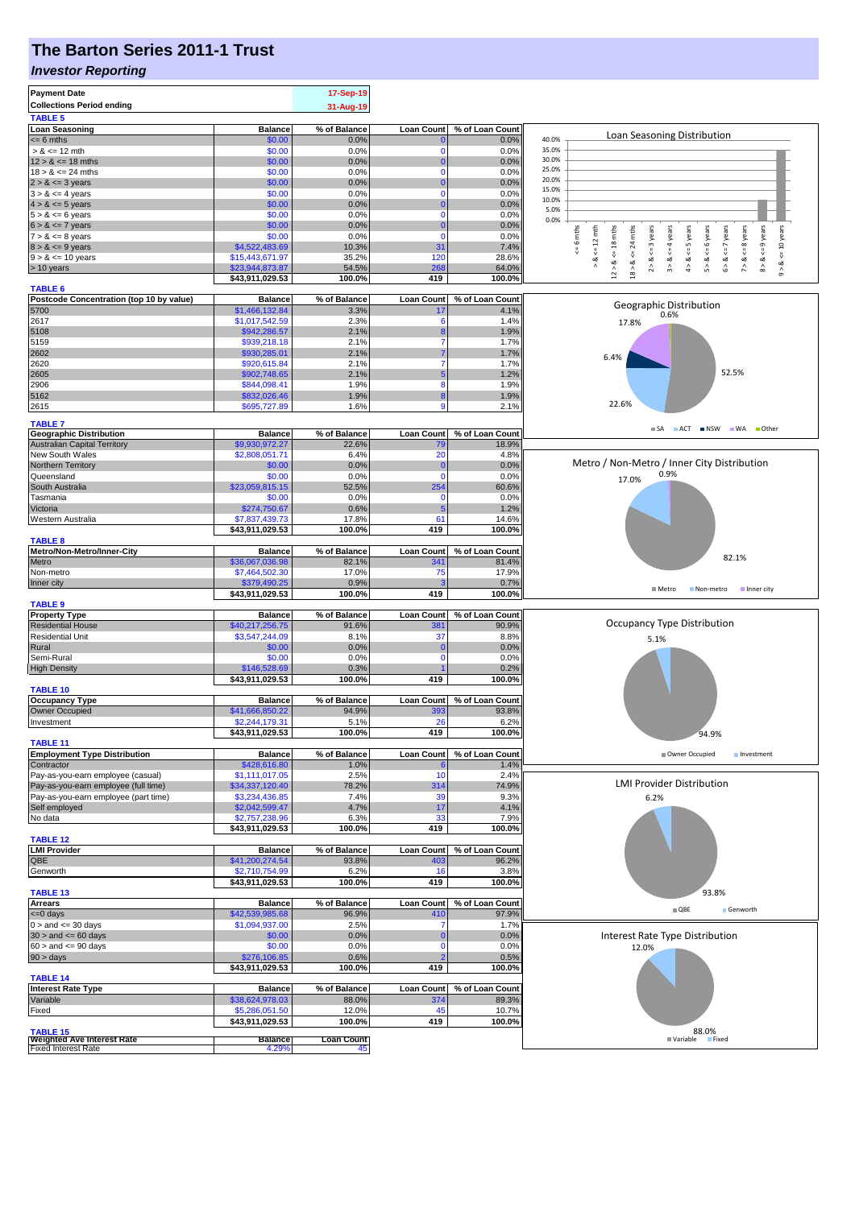# The Barton Series 2011-1 Trust

## *Investor Reporting*

| | |
|---|---|
| **Payment Date** | 17-Sep-19 |
| **Collections Period ending** | 31-Aug-19 |

**TABLE 5**

| Loan Seasoning | Balance | % of Balance | Loan Count | % of Loan Count |
|---|---|---|---|---|
| <= 6 mths | $0.00 | 0.0% | 0 | 0.0% |
| > & <= 12 mth | $0.00 | 0.0% | 0 | 0.0% |
| 12 > & <= 18 mths | $0.00 | 0.0% | 0 | 0.0% |
| 18 > & <= 24 mths | $0.00 | 0.0% | 0 | 0.0% |
| 2 > & <= 3 years | $0.00 | 0.0% | 0 | 0.0% |
| 3 > & <= 4 years | $0.00 | 0.0% | 0 | 0.0% |
| 4 > & <= 5 years | $0.00 | 0.0% | 0 | 0.0% |
| 5 > & <= 6 years | $0.00 | 0.0% | 0 | 0.0% |
| 6 > & <= 7 years | $0.00 | 0.0% | 0 | 0.0% |
| 7 > & <= 8 years | $0.00 | 0.0% | 0 | 0.0% |
| 8 > & <= 9 years | $4,522,483.69 | 10.3% | 31 | 7.4% |
| 9 > & <= 10 years | $15,443,671.97 | 35.2% | 120 | 28.6% |
| > 10 years | $23,944,873.87 | 54.5% | 268 | 64.0% |
| | **$43,911,029.53** | **100.0%** | **419** | **100.0%** |

**TABLE 6**

| Postcode Concentration (top 10 by value) | Balance | % of Balance | Loan Count | % of Loan Count |
|---|---|---|---|---|
| 5700 | $1,466,132.84 | 3.3% | 17 | 4.1% |
| 2617 | $1,017,542.59 | 2.3% | 6 | 1.4% |
| 5108 | $942,286.57 | 2.1% | 8 | 1.9% |
| 5159 | $939,218.18 | 2.1% | 7 | 1.7% |
| 2602 | $930,285.01 | 2.1% | 7 | 1.7% |
| 2620 | $920,615.84 | 2.1% | 7 | 1.7% |
| 2605 | $902,748.65 | 2.1% | 5 | 1.2% |
| 2906 | $844,098.41 | 1.9% | 8 | 1.9% |
| 5162 | $832,026.46 | 1.9% | 8 | 1.9% |
| 2615 | $695,727.89 | 1.6% | 9 | 2.1% |

**TABLE 7**

| Geographic Distribution | Balance | % of Balance | Loan Count | % of Loan Count |
|---|---|---|---|---|
| Australian Capital Territory | $9,930,972.27 | 22.6% | 79 | 18.9% |
| New South Wales | $2,808,051.71 | 6.4% | 20 | 4.8% |
| Northern Territory | $0.00 | 0.0% | 0 | 0.0% |
| Queensland | $0.00 | 0.0% | 0 | 0.0% |
| South Australia | $23,059,815.15 | 52.5% | 254 | 60.6% |
| Tasmania | $0.00 | 0.0% | 0 | 0.0% |
| Victoria | $274,750.67 | 0.6% | 5 | 1.2% |
| Western Australia | $7,837,439.73 | 17.8% | 61 | 14.6% |
| | **$43,911,029.53** | **100.0%** | **419** | **100.0%** |

**TABLE 8**

| Metro/Non-Metro/Inner-City | Balance | % of Balance | Loan Count | % of Loan Count |
|---|---|---|---|---|
| Metro | $36,067,036.98 | 82.1% | 341 | 81.4% |
| Non-metro | $7,464,502.30 | 17.0% | 75 | 17.9% |
| Inner city | $379,490.25 | 0.9% | 3 | 0.7% |
| | **$43,911,029.53** | **100.0%** | **419** | **100.0%** |

**TABLE 9**

| Property Type | Balance | % of Balance | Loan Count | % of Loan Count |
|---|---|---|---|---|
| Residential House | $40,217,256.75 | 91.6% | 381 | 90.9% |
| Residential Unit | $3,547,244.09 | 8.1% | 37 | 8.8% |
| Rural | $0.00 | 0.0% | 0 | 0.0% |
| Semi-Rural | $0.00 | 0.0% | 0 | 0.0% |
| High Density | $146,528.69 | 0.3% | 1 | 0.2% |
| | **$43,911,029.53** | **100.0%** | **419** | **100.0%** |

**TABLE 10**

| Occupancy Type | Balance | % of Balance | Loan Count | % of Loan Count |
|---|---|---|---|---|
| Owner Occupied | $41,666,850.22 | 94.9% | 393 | 93.8% |
| Investment | $2,244,179.31 | 5.1% | 26 | 6.2% |
| | **$43,911,029.53** | **100.0%** | **419** | **100.0%** |

**TABLE 11**

| Employment Type Distribution | Balance | % of Balance | Loan Count | % of Loan Count |
|---|---|---|---|---|
| Contractor | $428,616.80 | 1.0% | 6 | 1.4% |
| Pay-as-you-earn employee (casual) | $1,111,017.05 | 2.5% | 10 | 2.4% |
| Pay-as-you-earn employee (full time) | $34,337,120.40 | 78.2% | 314 | 74.9% |
| Pay-as-you-earn employee (part time) | $3,234,436.85 | 7.4% | 39 | 9.3% |
| Self employed | $2,042,599.47 | 4.7% | 17 | 4.1% |
| No data | $2,757,238.96 | 6.3% | 33 | 7.9% |
| | **$43,911,029.53** | **100.0%** | **419** | **100.0%** |

**TABLE 12**

| LMI Provider | Balance | % of Balance | Loan Count | % of Loan Count |
|---|---|---|---|---|
| QBE | $41,200,274.54 | 93.8% | 403 | 96.2% |
| Genworth | $2,710,754.99 | 6.2% | 16 | 3.8% |
| | **$43,911,029.53** | **100.0%** | **419** | **100.0%** |

**TABLE 13**

| Arrears | Balance | % of Balance | Loan Count | % of Loan Count |
|---|---|---|---|---|
| <=0 days | $42,539,985.68 | 96.9% | 410 | 97.9% |
| 0 > and <= 30 days | $1,094,937.00 | 2.5% | 7 | 1.7% |
| 30 > and <= 60 days | $0.00 | 0.0% | 0 | 0.0% |
| 60 > and <= 90 days | $0.00 | 0.0% | 0 | 0.0% |
| 90 > days | $276,106.85 | 0.6% | 2 | 0.5% |
| | **$43,911,029.53** | **100.0%** | **419** | **100.0%** |

**TABLE 14**

| Interest Rate Type | Balance | % of Balance | Loan Count | % of Loan Count |
|---|---|---|---|---|
| Variable | $38,624,978.03 | 88.0% | 374 | 89.3% |
| Fixed | $5,286,051.50 | 12.0% | 45 | 10.7% |
| | **$43,911,029.53** | **100.0%** | **419** | **100.0%** |

**TABLE 15**

| Weighted Ave Interest Rate | Balance | Loan Count |
|---|---|---|
| Fixed Interest Rate | 4.29% | 45 |

Loan Seasoning Distribution

Geographic Distribution: SA 52.5%, ACT 22.6%, NSW 6.4%, WA 17.8%, Other 0.6%

Metro / Non-Metro / Inner City Distribution: Metro 82.1%, Non-metro 17.0%, Inner city 0.9%

Occupancy Type Distribution: Owner Occupied 94.9%, Investment 5.1%

LMI Provider Distribution: QBE 93.8%, Genworth 6.2%

Interest Rate Type Distribution: Variable 88.0%, Fixed 12.0%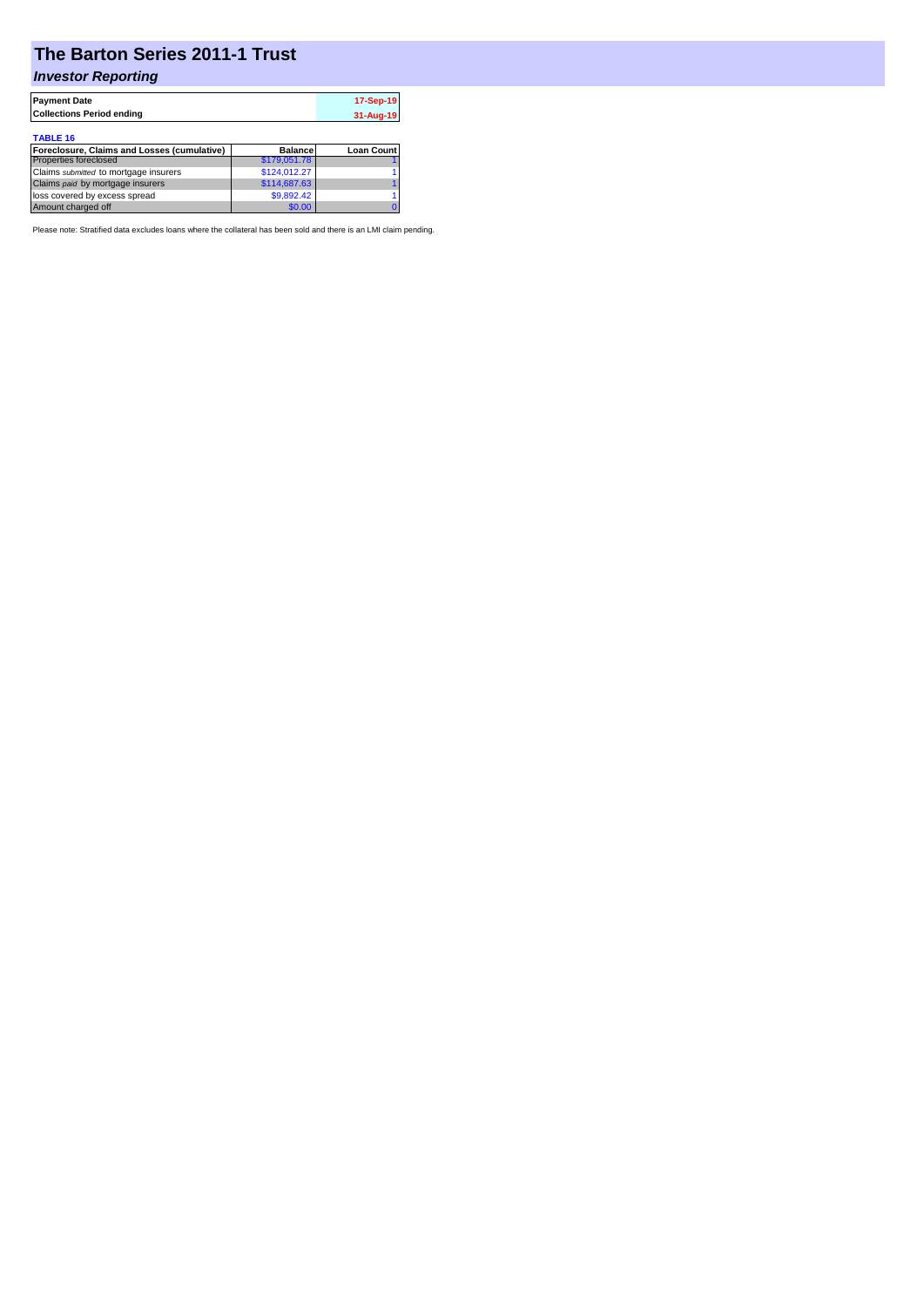# The Barton Series 2011-1 Trust

## *Investor Reporting*

| | |
|---|---|
| **Payment Date** | **17-Sep-19** |
| **Collections Period ending** | **31-Aug-19** |

**TABLE 16**

| Foreclosure, Claims and Losses (cumulative) | Balance | Loan Count |
|---|---|---|
| Properties foreclosed | $179,051.78 | 1 |
| Claims *submitted* to mortgage insurers | $124,012.27 | 1 |
| Claims *paid* by mortgage insurers | $114,687.63 | 1 |
| loss covered by excess spread | $9,892.42 | 1 |
| Amount charged off | $0.00 | 0 |

Please note: Stratified data excludes loans where the collateral has been sold and there is an LMI claim pending.